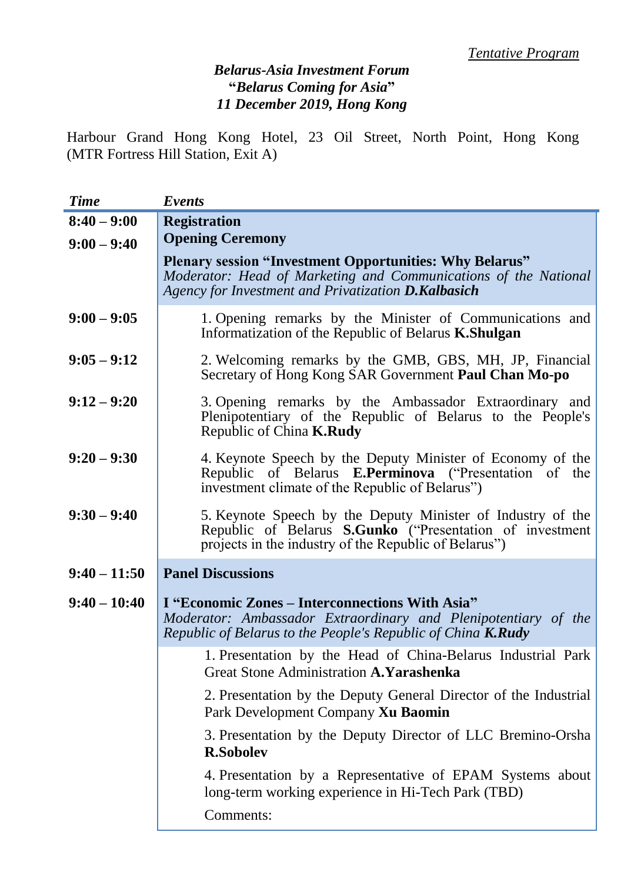*Tentative Program*

***Belarus-Asia Investment Forum***
**"*Belarus Coming for Asia*"**
***11 December 2019, Hong Kong***

Harbour Grand Hong Kong Hotel, 23 Oil Street, North Point, Hong Kong (MTR Fortress Hill Station, Exit A)

| *Time* | *Events* |
| --- | --- |
| **8:40 – 9:00** | **Registration** |
| **9:00 – 9:40** | **Opening Ceremony** |
| | **Plenary session "Investment Opportunities: Why Belarus"**<br>*Moderator: Head of Marketing and Communications of the National Agency for Investment and Privatization **D.Kalbasich*** |
| **9:00 – 9:05** | 1. Opening remarks by the Minister of Communications and Informatization of the Republic of Belarus **K.Shulgan** |
| **9:05 – 9:12** | 2. Welcoming remarks by the GMB, GBS, MH, JP, Financial Secretary of Hong Kong SAR Government **Paul Chan Mo-po** |
| **9:12 – 9:20** | 3. Opening remarks by the Ambassador Extraordinary and Plenipotentiary of the Republic of Belarus to the People's Republic of China **K.Rudy** |
| **9:20 – 9:30** | 4. Keynote Speech by the Deputy Minister of Economy of the Republic of Belarus **E.Perminova** ("Presentation of the investment climate of the Republic of Belarus") |
| **9:30 – 9:40** | 5. Keynote Speech by the Deputy Minister of Industry of the Republic of Belarus **S.Gunko** ("Presentation of investment projects in the industry of the Republic of Belarus") |
| **9:40 – 11:50** | **Panel Discussions** |
| **9:40 – 10:40** | **I "Economic Zones – Interconnections With Asia"**<br>*Moderator: Ambassador Extraordinary and Plenipotentiary of the Republic of Belarus to the People's Republic of China **K.Rudy*** |
| | 1. Presentation by the Head of China-Belarus Industrial Park Great Stone Administration **A.Yarashenka** |
| | 2. Presentation by the Deputy General Director of the Industrial Park Development Company **Xu Baomin** |
| | 3. Presentation by the Deputy Director of LLC Bremino-Orsha **R.Sobolev** |
| | 4. Presentation by a Representative of EPAM Systems about long-term working experience in Hi-Tech Park (TBD) |
| | Comments: |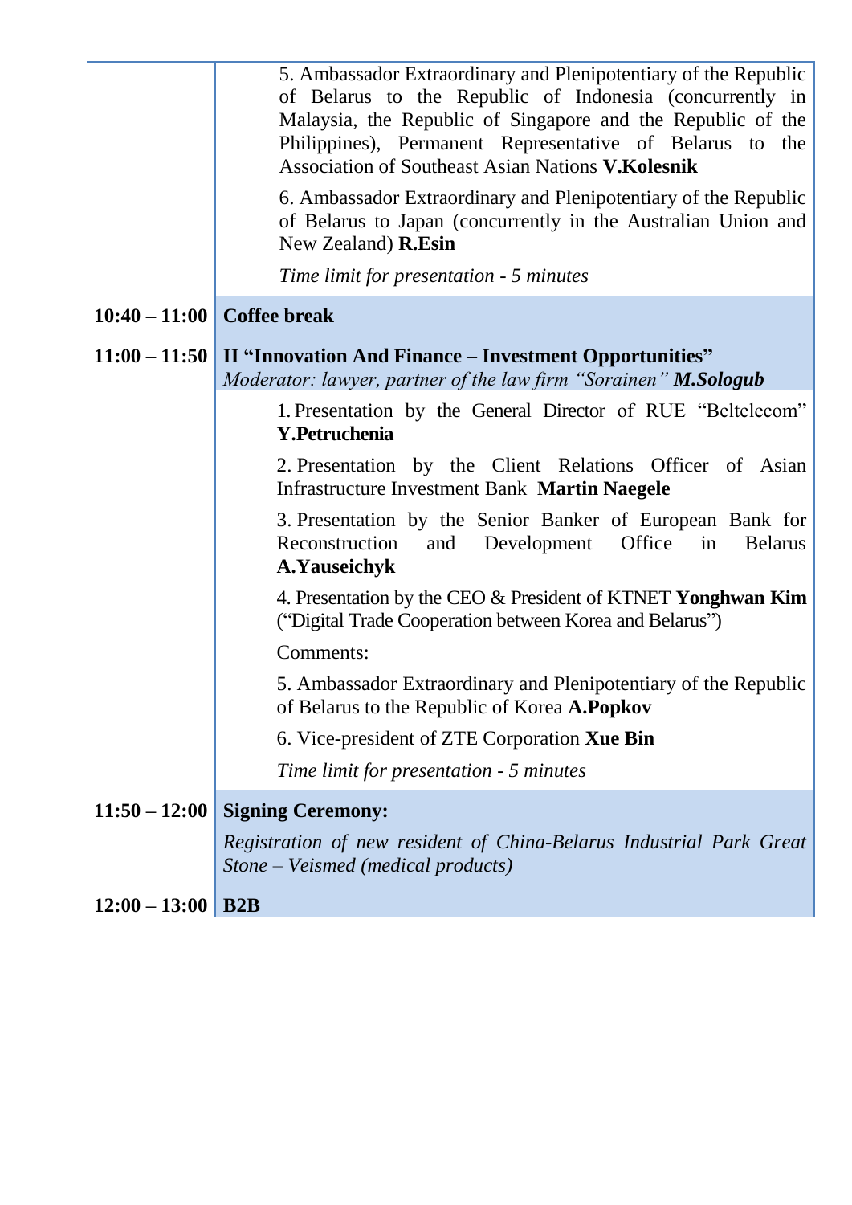| | |
|---|---|
| | 5. Ambassador Extraordinary and Plenipotentiary of the Republic of Belarus to the Republic of Indonesia (concurrently in Malaysia, the Republic of Singapore and the Republic of the Philippines), Permanent Representative of Belarus to the Association of Southeast Asian Nations **V.Kolesnik**<br><br>6. Ambassador Extraordinary and Plenipotentiary of the Republic of Belarus to Japan (concurrently in the Australian Union and New Zealand) **R.Esin**<br><br>*Time limit for presentation - 5 minutes* |
| **10:40 – 11:00** | **Coffee break** |
| **11:00 – 11:50** | **II "Innovation And Finance – Investment Opportunities"**<br>*Moderator: lawyer, partner of the law firm "Sorainen"* ***M.Sologub*** |
| | 1. Presentation by the General Director of RUE "Beltelecom" **Y.Petruchenia**<br><br>2. Presentation by the Client Relations Officer of Asian Infrastructure Investment Bank **Martin Naegele**<br><br>3. Presentation by the Senior Banker of European Bank for Reconstruction and Development Office in Belarus **A.Yauseichyk**<br><br>4. Presentation by the CEO & President of KTNET **Yonghwan Kim** ("Digital Trade Cooperation between Korea and Belarus")<br><br>Comments:<br><br>5. Ambassador Extraordinary and Plenipotentiary of the Republic of Belarus to the Republic of Korea **A.Popkov**<br><br>6. Vice-president of ZTE Corporation **Xue Bin**<br><br>*Time limit for presentation - 5 minutes* |
| **11:50 – 12:00** | **Signing Ceremony:**<br><br>*Registration of new resident of China-Belarus Industrial Park Great Stone – Veismed (medical products)* |
| **12:00 – 13:00** | **B2B** |